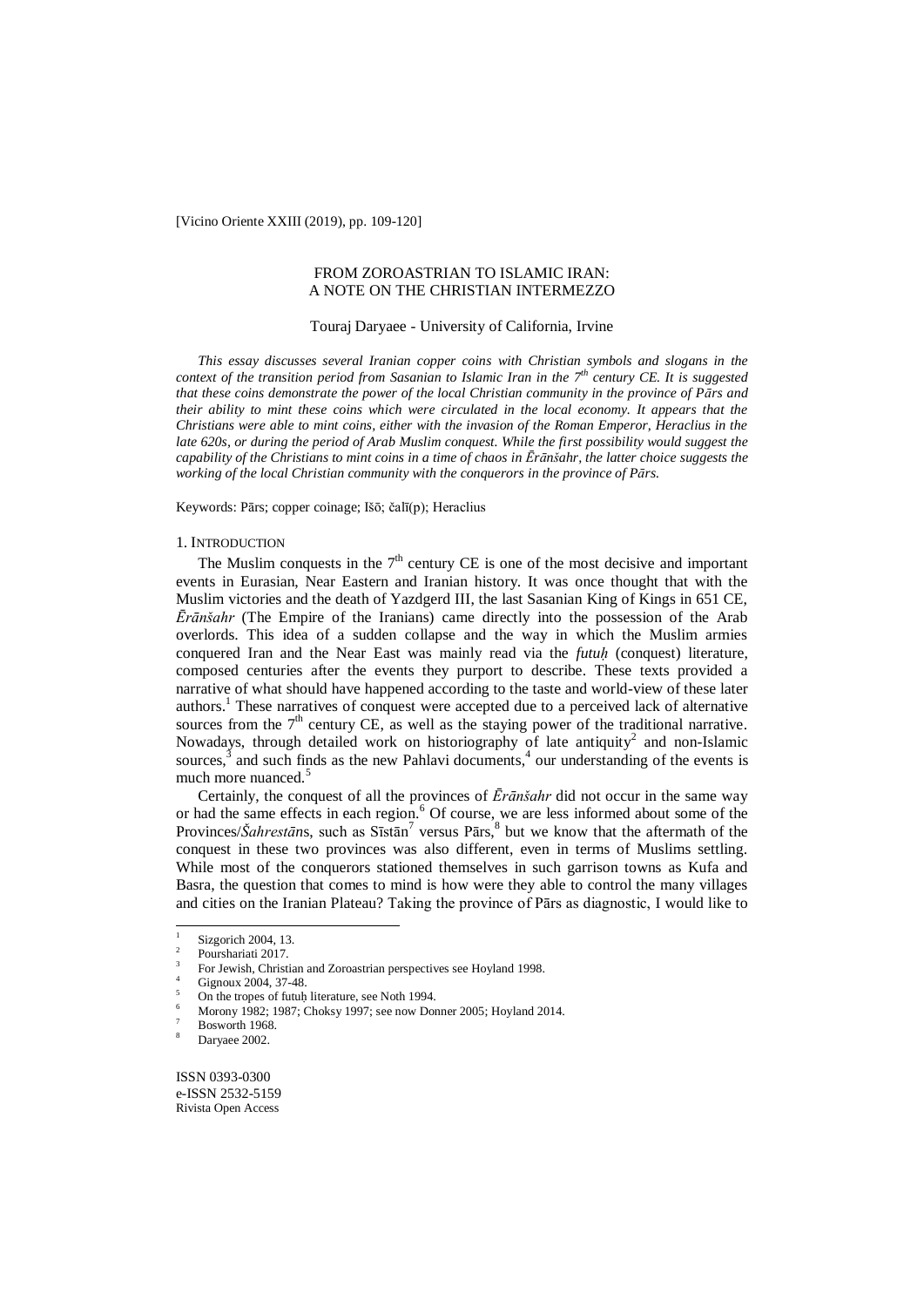[Vicino Oriente XXIII (2019), pp. 109-120]

# FROM ZOROASTRIAN TO ISLAMIC IRAN: A NOTE ON THE CHRISTIAN INTERMEZZO

Touraj Daryaee - University of California, Irvine

***This essay discusses several Iranian copper coins with Christian symbols and slogans in the context of the transition period from Sasanian to Islamic Iran in the 7th century CE. It is suggested that these coins demonstrate the power of the local Christian community in the province of Pārs and their ability to mint these coins which were circulated in the local economy. It appears that the Christians were able to mint coins, either with the invasion of the Roman Emperor, Heraclius in the late 620s, or during the period of Arab Muslim conquest. While the first possibility would suggest the capability of the Christians to mint coins in a time of chaos in Ērānšahr, the latter choice suggests the working of the local Christian community with the conquerors in the province of Pārs.***

Keywords: Pārs; copper coinage; Išō; čalī(p); Heraclius

## 1. Introduction

The Muslim conquests in the 7th century CE is one of the most decisive and important events in Eurasian, Near Eastern and Iranian history. It was once thought that with the Muslim victories and the death of Yazdgerd III, the last Sasanian King of Kings in 651 CE, *Ērānšahr* (The Empire of the Iranians) came directly into the possession of the Arab overlords. This idea of a sudden collapse and the way in which the Muslim armies conquered Iran and the Near East was mainly read via the *futuḥ* (conquest) literature, composed centuries after the events they purport to describe. These texts provided a narrative of what should have happened according to the taste and world-view of these later authors.[1] These narratives of conquest were accepted due to a perceived lack of alternative sources from the 7th century CE, as well as the staying power of the traditional narrative. Nowadays, through detailed work on historiography of late antiquity[2] and non-Islamic sources,[3] and such finds as the new Pahlavi documents,[4] our understanding of the events is much more nuanced.[5]

Certainly, the conquest of all the provinces of *Ērānšahr* did not occur in the same way or had the same effects in each region.[6] Of course, we are less informed about some of the Provinces/*Šahrestān*s, such as Sīstān[7] versus Pārs,[8] but we know that the aftermath of the conquest in these two provinces was also different, even in terms of Muslims settling. While most of the conquerors stationed themselves in such garrison towns as Kufa and Basra, the question that comes to mind is how were they able to control the many villages and cities on the Iranian Plateau? Taking the province of Pārs as diagnostic, I would like to

---

1. Sizgorich 2004, 13.
2. Pourshariati 2017.
3. For Jewish, Christian and Zoroastrian perspectives see Hoyland 1998.
4. Gignoux 2004, 37-48.
5. On the tropes of futuḥ literature, see Noth 1994.
6. Morony 1982; 1987; Choksy 1997; see now Donner 2005; Hoyland 2014.
7. Bosworth 1968.
8. Daryaee 2002.

ISSN 0393-0300
e-ISSN 2532-5159
Rivista Open Access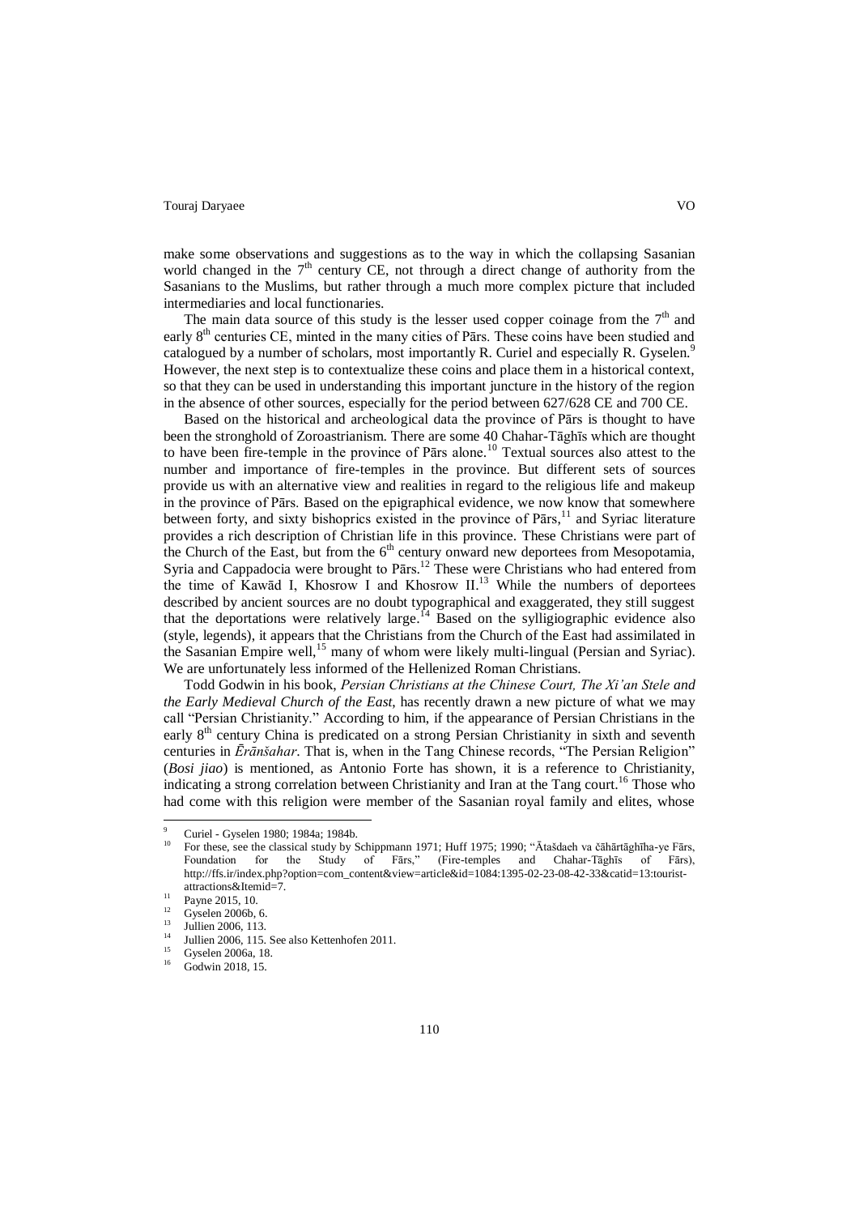make some observations and suggestions as to the way in which the collapsing Sasanian world changed in the 7th century CE, not through a direct change of authority from the Sasanians to the Muslims, but rather through a much more complex picture that included intermediaries and local functionaries.

The main data source of this study is the lesser used copper coinage from the 7th and early 8th centuries CE, minted in the many cities of Pārs. These coins have been studied and catalogued by a number of scholars, most importantly R. Curiel and especially R. Gyselen.[9] However, the next step is to contextualize these coins and place them in a historical context, so that they can be used in understanding this important juncture in the history of the region in the absence of other sources, especially for the period between 627/628 CE and 700 CE.

Based on the historical and archeological data the province of Pārs is thought to have been the stronghold of Zoroastrianism. There are some 40 Chahar-Tāghīs which are thought to have been fire-temple in the province of Pārs alone.[10] Textual sources also attest to the number and importance of fire-temples in the province. But different sets of sources provide us with an alternative view and realities in regard to the religious life and makeup in the province of Pārs. Based on the epigraphical evidence, we now know that somewhere between forty, and sixty bishoprics existed in the province of Pārs,[11] and Syriac literature provides a rich description of Christian life in this province. These Christians were part of the Church of the East, but from the 6th century onward new deportees from Mesopotamia, Syria and Cappadocia were brought to Pārs.[12] These were Christians who had entered from the time of Kawād I, Khosrow I and Khosrow II.[13] While the numbers of deportees described by ancient sources are no doubt typographical and exaggerated, they still suggest that the deportations were relatively large.[14] Based on the sylligiographic evidence also (style, legends), it appears that the Christians from the Church of the East had assimilated in the Sasanian Empire well,[15] many of whom were likely multi-lingual (Persian and Syriac). We are unfortunately less informed of the Hellenized Roman Christians.

Todd Godwin in his book, *Persian Christians at the Chinese Court, The Xi'an Stele and the Early Medieval Church of the East*, has recently drawn a new picture of what we may call "Persian Christianity." According to him, if the appearance of Persian Christians in the early 8th century China is predicated on a strong Persian Christianity in sixth and seventh centuries in *Ērānšahar*. That is, when in the Tang Chinese records, "The Persian Religion" (*Bosi jiao*) is mentioned, as Antonio Forte has shown, it is a reference to Christianity, indicating a strong correlation between Christianity and Iran at the Tang court.[16] Those who had come with this religion were member of the Sasanian royal family and elites, whose

---

[9] Curiel - Gyselen 1980; 1984a; 1984b.

[10] For these, see the classical study by Schippmann 1971; Huff 1975; 1990; "Ātašdaeh va čāhārtāghīha-ye Fārs, Foundation for the Study of Fārs," (Fire-temples and Chahar-Tāghīs of Fārs), http://ffs.ir/index.php?option=com_content&view=article&id=1084:1395-02-23-08-42-33&catid=13:tourist-attractions&Itemid=7.

[11] Payne 2015, 10.

[12] Gyselen 2006b, 6.

[13] Jullien 2006, 113.

[14] Jullien 2006, 115. See also Kettenhofen 2011.

[15] Gyselen 2006a, 18.

[16] Godwin 2018, 15.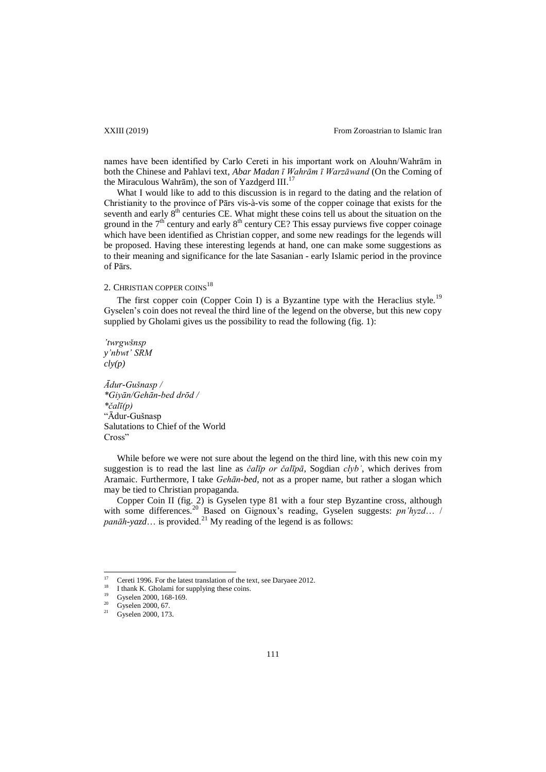names have been identified by Carlo Cereti in his important work on Alouhn/Wahrām in both the Chinese and Pahlavi text, *Abar Madan ī Wahrām ī Warzāwand* (On the Coming of the Miraculous Wahrām), the son of Yazdgerd III.[17]

What I would like to add to this discussion is in regard to the dating and the relation of Christianity to the province of Pārs vis-à-vis some of the copper coinage that exists for the seventh and early 8th centuries CE. What might these coins tell us about the situation on the ground in the 7th century and early 8th century CE? This essay purviews five copper coinage which have been identified as Christian copper, and some new readings for the legends will be proposed. Having these interesting legends at hand, one can make some suggestions as to their meaning and significance for the late Sasanian - early Islamic period in the province of Pārs.

## 2. Christian copper coins[18]

The first copper coin (Copper Coin I) is a Byzantine type with the Heraclius style.[19] Gyselen's coin does not reveal the third line of the legend on the obverse, but this new copy supplied by Gholami gives us the possibility to read the following (fig. 1):

*'twrgwšnsp*
*y'nbwt' SRM*
*cly(p)*

*Ādur-Gušnasp /*
*\*Giyān/Gehān-bed drōd /*
*\*čalī(p)*
"Ādur-Gušnasp
Salutations to Chief of the World
Cross"

While before we were not sure about the legend on the third line, with this new coin my suggestion is to read the last line as *čalīp or čalīpā*, Sogdian *clyb'*, which derives from Aramaic. Furthermore, I take *Gehān-bed*, not as a proper name, but rather a slogan which may be tied to Christian propaganda.

Copper Coin II (fig. 2) is Gyselen type 81 with a four step Byzantine cross, although with some differences.[20] Based on Gignoux's reading, Gyselen suggests: *pn'hyzd*… / *panāh-yazd*… is provided.[21] My reading of the legend is as follows:

---

[17] Cereti 1996. For the latest translation of the text, see Daryaee 2012.
[18] I thank K. Gholami for supplying these coins.
[19] Gyselen 2000, 168-169.
[20] Gyselen 2000, 67.
[21] Gyselen 2000, 173.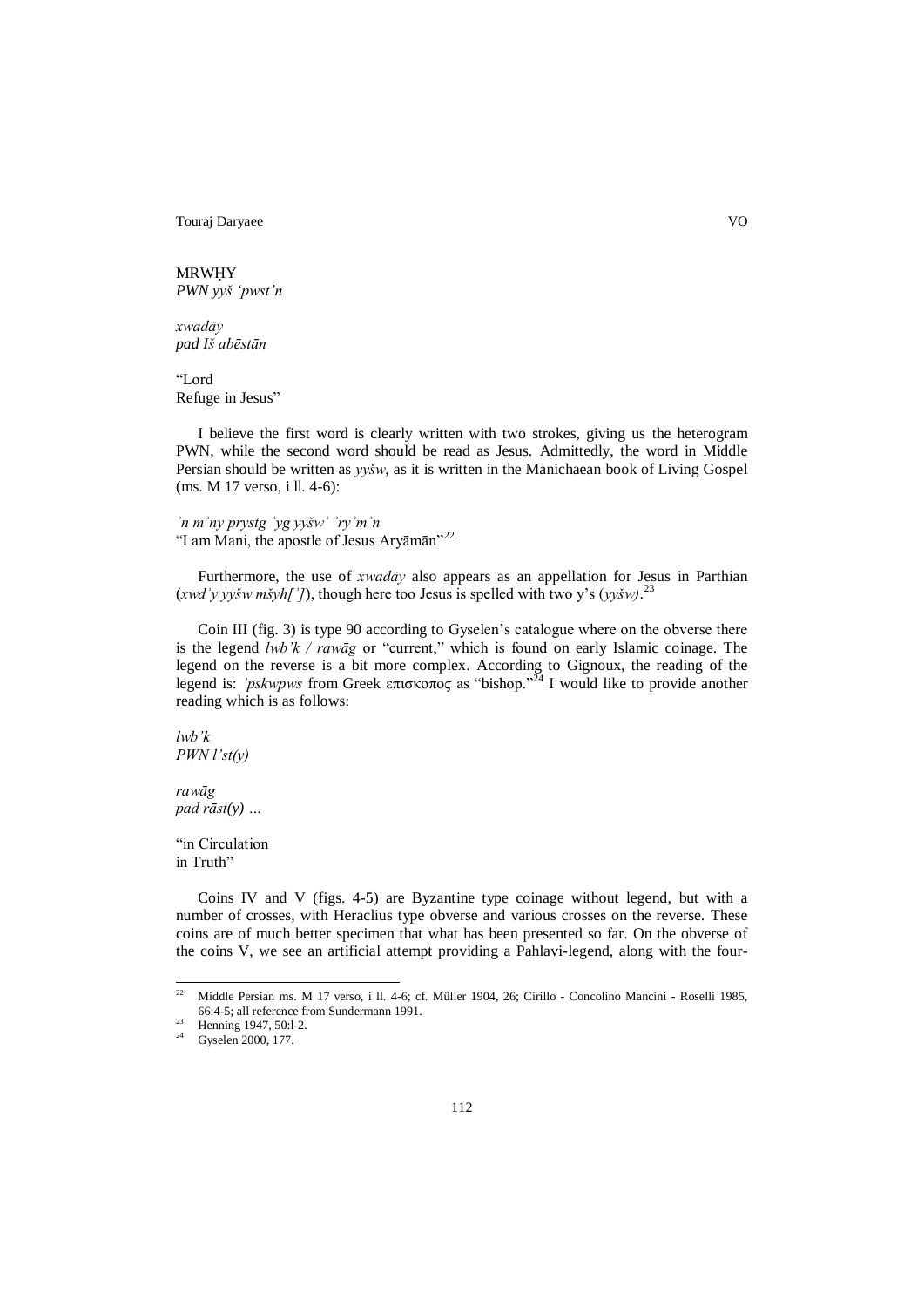MRWḤY
*PWN yyš 'pwst'n*

*xwadāy*
*pad Iš abēstān*

"Lord
Refuge in Jesus"

I believe the first word is clearly written with two strokes, giving us the heterogram PWN, while the second word should be read as Jesus. Admittedly, the word in Middle Persian should be written as *yyšw*, as it is written in the Manichaean book of Living Gospel (ms. M 17 verso, i ll. 4-6):

*ʾn mʾny prystg ʿyg yyšwʿ ʾryʾmʾn*
"I am Mani, the apostle of Jesus Aryāmān"[22]

Furthermore, the use of *xwadāy* also appears as an appellation for Jesus in Parthian (*xwdʾy yyšw mšyh[ʾ]*), though here too Jesus is spelled with two y's (*yyšw)*.[23]

Coin III (fig. 3) is type 90 according to Gyselen's catalogue where on the obverse there is the legend *lwb'k / rawāg* or "current," which is found on early Islamic coinage. The legend on the reverse is a bit more complex. According to Gignoux, the reading of the legend is: *'pskwpws* from Greek επισκοπος as "bishop."[24] I would like to provide another reading which is as follows:

*lwb'k*
*PWN l'st(y)*

*rawāg*
*pad rāst(y) …*

"in Circulation
in Truth"

Coins IV and V (figs. 4-5) are Byzantine type coinage without legend, but with a number of crosses, with Heraclius type obverse and various crosses on the reverse. These coins are of much better specimen that what has been presented so far. On the obverse of the coins V, we see an artificial attempt providing a Pahlavi-legend, along with the four-

---

[22] Middle Persian ms. M 17 verso, i ll. 4-6; cf. Müller 1904, 26; Cirillo - Concolino Mancini - Roselli 1985, 66:4-5; all reference from Sundermann 1991.

[23] Henning 1947, 50:l-2.

[24] Gyselen 2000, 177.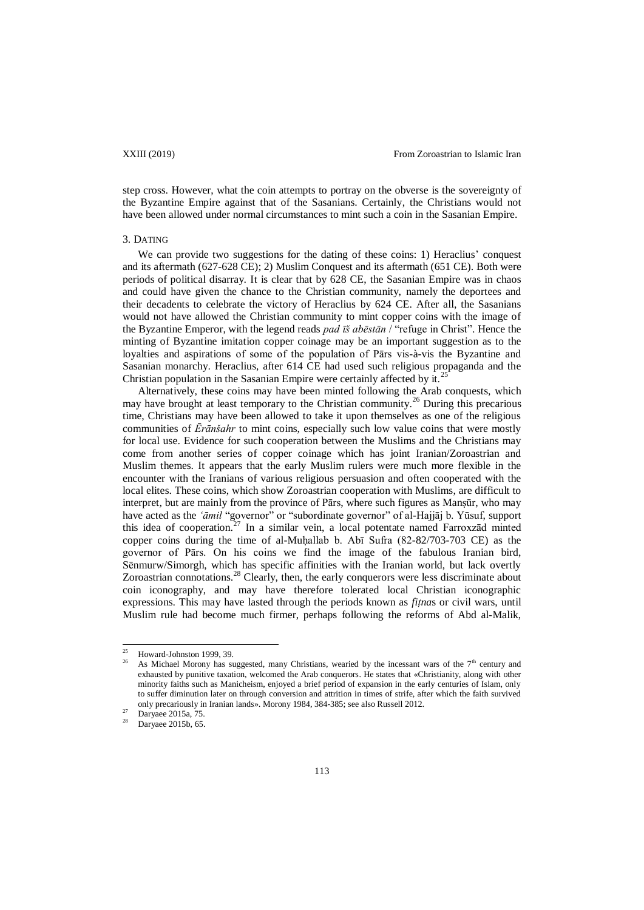step cross. However, what the coin attempts to portray on the obverse is the sovereignty of the Byzantine Empire against that of the Sasanians. Certainly, the Christians would not have been allowed under normal circumstances to mint such a coin in the Sasanian Empire.

### 3. Dating

We can provide two suggestions for the dating of these coins: 1) Heraclius' conquest and its aftermath (627-628 CE); 2) Muslim Conquest and its aftermath (651 CE). Both were periods of political disarray. It is clear that by 628 CE, the Sasanian Empire was in chaos and could have given the chance to the Christian community, namely the deportees and their decadents to celebrate the victory of Heraclius by 624 CE. After all, the Sasanians would not have allowed the Christian community to mint copper coins with the image of the Byzantine Emperor, with the legend reads *pad īš abēstān* / "refuge in Christ". Hence the minting of Byzantine imitation copper coinage may be an important suggestion as to the loyalties and aspirations of some of the population of Pārs vis-à-vis the Byzantine and Sasanian monarchy. Heraclius, after 614 CE had used such religious propaganda and the Christian population in the Sasanian Empire were certainly affected by it.[25]

Alternatively, these coins may have been minted following the Arab conquests, which may have brought at least temporary to the Christian community.[26] During this precarious time, Christians may have been allowed to take it upon themselves as one of the religious communities of *Ērānšahr* to mint coins, especially such low value coins that were mostly for local use. Evidence for such cooperation between the Muslims and the Christians may come from another series of copper coinage which has joint Iranian/Zoroastrian and Muslim themes. It appears that the early Muslim rulers were much more flexible in the encounter with the Iranians of various religious persuasion and often cooperated with the local elites. These coins, which show Zoroastrian cooperation with Muslims, are difficult to interpret, but are mainly from the province of Pārs, where such figures as Manṣūr, who may have acted as the *ʿāmil* "governor" or "subordinate governor" of al-Hajjāj b. Yūsuf, support this idea of cooperation.[27] In a similar vein, a local potentate named Farroxzād minted copper coins during the time of al-Muḥallab b. Abī Sufra (82-82/703-703 CE) as the governor of Pārs. On his coins we find the image of the fabulous Iranian bird, Sēnmurw/Simorgh, which has specific affinities with the Iranian world, but lack overtly Zoroastrian connotations.[28] Clearly, then, the early conquerors were less discriminate about coin iconography, and may have therefore tolerated local Christian iconographic expressions. This may have lasted through the periods known as *fiṭna*s or civil wars, until Muslim rule had become much firmer, perhaps following the reforms of Abd al-Malik,

---

[25] Howard-Johnston 1999, 39.

[26] As Michael Morony has suggested, many Christians, wearied by the incessant wars of the 7th century and exhausted by punitive taxation, welcomed the Arab conquerors. He states that «Christianity, along with other minority faiths such as Manicheism, enjoyed a brief period of expansion in the early centuries of Islam, only to suffer diminution later on through conversion and attrition in times of strife, after which the faith survived only precariously in Iranian lands». Morony 1984, 384-385; see also Russell 2012.

[27] Daryaee 2015a, 75.

[28] Daryaee 2015b, 65.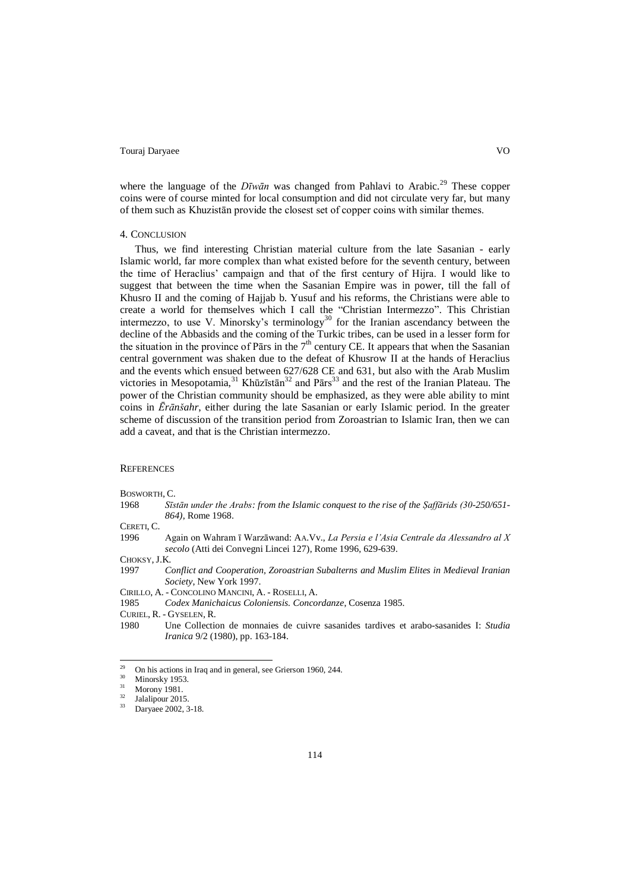where the language of the *Dīwān* was changed from Pahlavi to Arabic.[29] These copper coins were of course minted for local consumption and did not circulate very far, but many of them such as Khuzistān provide the closest set of copper coins with similar themes.

## 4. Conclusion

Thus, we find interesting Christian material culture from the late Sasanian - early Islamic world, far more complex than what existed before for the seventh century, between the time of Heraclius' campaign and that of the first century of Hijra. I would like to suggest that between the time when the Sasanian Empire was in power, till the fall of Khusro II and the coming of Hajjab b. Yusuf and his reforms, the Christians were able to create a world for themselves which I call the "Christian Intermezzo". This Christian intermezzo, to use V. Minorsky's terminology[30] for the Iranian ascendancy between the decline of the Abbasids and the coming of the Turkic tribes, can be used in a lesser form for the situation in the province of Pārs in the 7th century CE. It appears that when the Sasanian central government was shaken due to the defeat of Khusrow II at the hands of Heraclius and the events which ensued between 627/628 CE and 631, but also with the Arab Muslim victories in Mesopotamia,[31] Khūzīstān[32] and Pārs[33] and the rest of the Iranian Plateau. The power of the Christian community should be emphasized, as they were able ability to mint coins in *Ērānšahr*, either during the late Sasanian or early Islamic period. In the greater scheme of discussion of the transition period from Zoroastrian to Islamic Iran, then we can add a caveat, and that is the Christian intermezzo.

## References

Bosworth, C.

1968 *Sīstān under the Arabs: from the Islamic conquest to the rise of the Ṣaffārids (30-250/651-864)*, Rome 1968.

Cereti, C.

1996 Again on Wahram ī Warzāwand: Aa.Vv., *La Persia e l'Asia Centrale da Alessandro al X secolo* (Atti dei Convegni Lincei 127), Rome 1996, 629-639.

Choksy, J.K.

1997 *Conflict and Cooperation, Zoroastrian Subalterns and Muslim Elites in Medieval Iranian Society*, New York 1997.

Cirillo, A. - Concolino Mancini, A. - Roselli, A.

1985 *Codex Manichaicus Coloniensis. Concordanze*, Cosenza 1985.

Curiel, R. - Gyselen, R.

1980 Une Collection de monnaies de cuivre sasanides tardives et arabo-sasanides I: *Studia Iranica* 9/2 (1980), pp. 163-184.

---

[29] On his actions in Iraq and in general, see Grierson 1960, 244.

[30] Minorsky 1953.

[31] Morony 1981.

[32] Jalalipour 2015.

[33] Daryaee 2002, 3-18.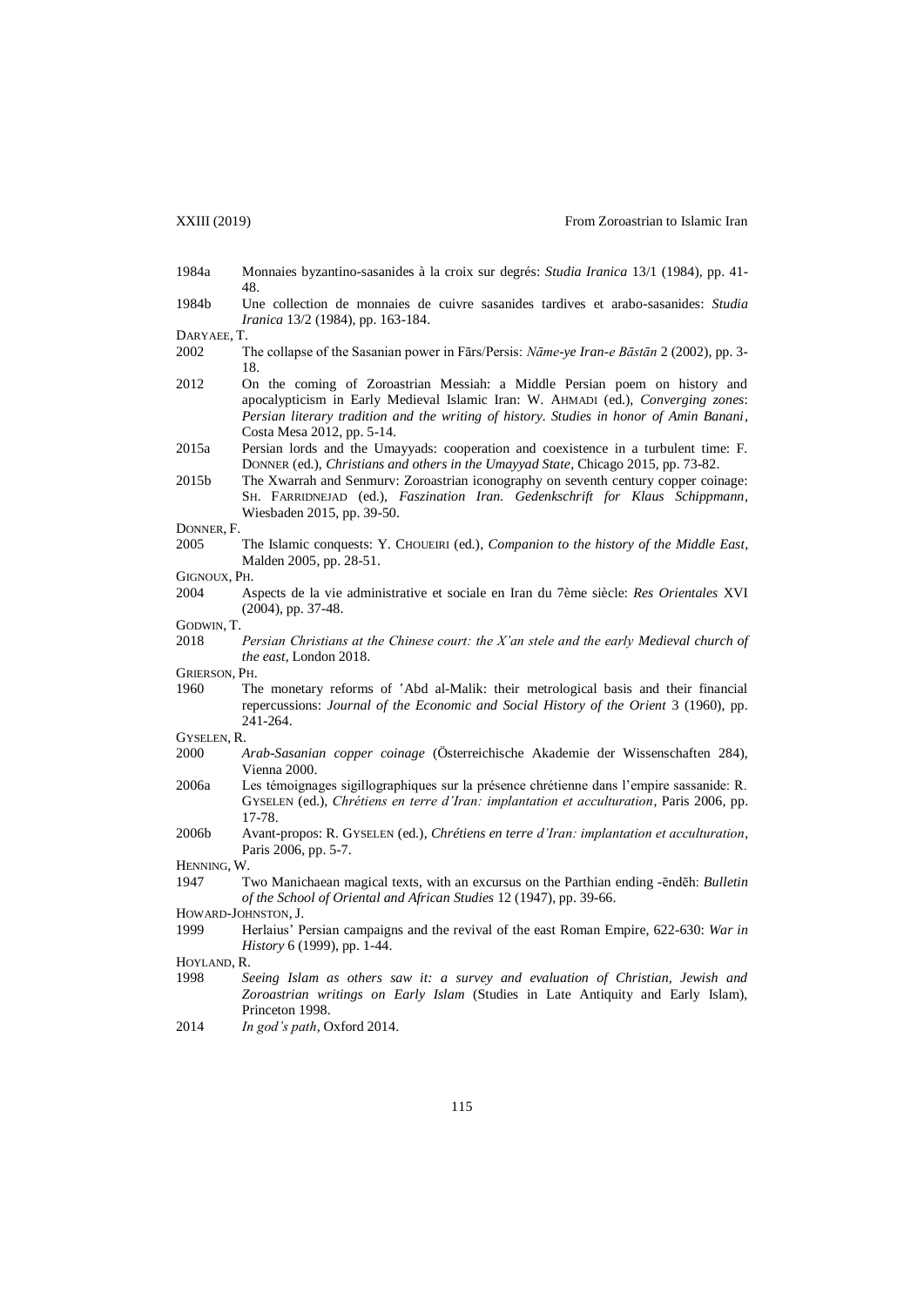1984a Monnaies byzantino-sasanides à la croix sur degrés: *Studia Iranica* 13/1 (1984), pp. 41-48.

1984b Une collection de monnaies de cuivre sasanides tardives et arabo-sasanides: *Studia Iranica* 13/2 (1984), pp. 163-184.

DARYAEE, T.

2002 The collapse of the Sasanian power in Fārs/Persis: *Nāme-ye Iran-e Bāstān* 2 (2002), pp. 3-18.

2012 On the coming of Zoroastrian Messiah: a Middle Persian poem on history and apocalypticism in Early Medieval Islamic Iran: W. AHMADI (ed.), *Converging zones*: *Persian literary tradition and the writing of history. Studies in honor of Amin Banani*, Costa Mesa 2012, pp. 5-14.

2015a Persian lords and the Umayyads: cooperation and coexistence in a turbulent time: F. DONNER (ed.), *Christians and others in the Umayyad State*, Chicago 2015, pp. 73-82.

2015b The Xwarrah and Senmurv: Zoroastrian iconography on seventh century copper coinage: SH. FARRIDNEJAD (ed.), *Faszination Iran. Gedenkschrift for Klaus Schippmann*, Wiesbaden 2015, pp. 39-50.

DONNER, F.

2005 The Islamic conquests: Y. CHOUEIRI (ed.), *Companion to the history of the Middle East*, Malden 2005, pp. 28-51.

GIGNOUX, PH.

2004 Aspects de la vie administrative et sociale en Iran du 7ème siècle: *Res Orientales* XVI (2004), pp. 37-48.

GODWIN, T.

2018 *Persian Christians at the Chinese court: the X'an stele and the early Medieval church of the east*, London 2018.

GRIERSON, PH.

1960 The monetary reforms of ʻAbd al-Malik: their metrological basis and their financial repercussions: *Journal of the Economic and Social History of the Orient* 3 (1960), pp. 241-264.

GYSELEN, R.

2000 *Arab-Sasanian copper coinage* (Österreichische Akademie der Wissenschaften 284), Vienna 2000.

2006a Les témoignages sigillographiques sur la présence chrétienne dans l'empire sassanide: R. GYSELEN (ed.), *Chrétiens en terre d'Iran: implantation et acculturation*, Paris 2006, pp. 17-78.

2006b Avant-propos: R. GYSELEN (ed.), *Chrétiens en terre d'Iran: implantation et acculturation*, Paris 2006, pp. 5-7.

HENNING, W.

1947 Two Manichaean magical texts, with an excursus on the Parthian ending -ēndēh: *Bulletin of the School of Oriental and African Studies* 12 (1947), pp. 39-66.

HOWARD-JOHNSTON, J.

1999 Herlaius' Persian campaigns and the revival of the east Roman Empire, 622-630: *War in History* 6 (1999), pp. 1-44.

HOYLAND, R.

1998 *Seeing Islam as others saw it: a survey and evaluation of Christian, Jewish and Zoroastrian writings on Early Islam* (Studies in Late Antiquity and Early Islam), Princeton 1998.

2014 *In god's path*, Oxford 2014.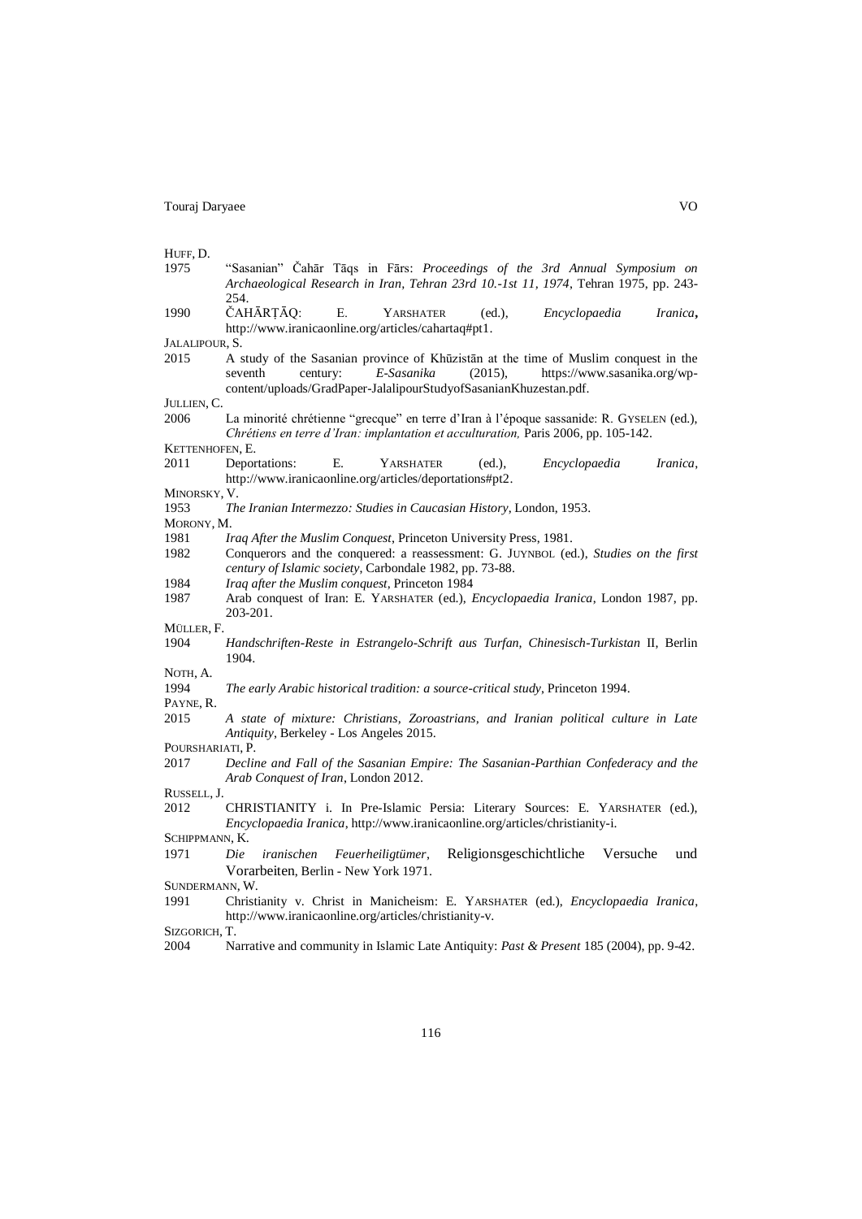HUFF, D.

1975 "Sasanian" Čahār Tāqs in Fārs: *Proceedings of the 3rd Annual Symposium on Archaeological Research in Iran, Tehran 23rd 10.-1st 11, 1974*, Tehran 1975, pp. 243-254.

1990 ČAHĀRṬĀQ: E. YARSHATER (ed.), *Encyclopaedia Iranica***,** http://www.iranicaonline.org/articles/cahartaq#pt1.

JALALIPOUR, S.

2015 A study of the Sasanian province of Khūzistān at the time of Muslim conquest in the seventh century: *E-Sasanika* (2015), https://www.sasanika.org/wp-content/uploads/GradPaper-JalalipourStudyofSasanianKhuzestan.pdf.

JULLIEN, C.

2006 La minorité chrétienne "grecque" en terre d'Iran à l'époque sassanide: R. GYSELEN (ed.), *Chrétiens en terre d'Iran: implantation et acculturation,* Paris 2006, pp. 105-142.

KETTENHOFEN, E.

2011 Deportations: E. YARSHATER (ed.), *Encyclopaedia Iranica*, http://www.iranicaonline.org/articles/deportations#pt2.

MINORSKY, V.

1953 *The Iranian Intermezzo: Studies in Caucasian History*, London, 1953.

MORONY, M.

1981 *Iraq After the Muslim Conquest*, Princeton University Press, 1981.

1982 Conquerors and the conquered: a reassessment: G. JUYNBOL (ed.), *Studies on the first century of Islamic society*, Carbondale 1982, pp. 73-88.

1984 *Iraq after the Muslim conquest*, Princeton 1984

1987 Arab conquest of Iran: E. YARSHATER (ed.), *Encyclopaedia Iranica*, London 1987, pp. 203-201.

MÜLLER, F.

1904 *Handschriften-Reste in Estrangelo-Schrift aus Turfan, Chinesisch-Turkistan* II, Berlin 1904.

NOTH, A.

1994 *The early Arabic historical tradition: a source-critical study*, Princeton 1994.

PAYNE, R.

2015 *A state of mixture: Christians, Zoroastrians, and Iranian political culture in Late Antiquity*, Berkeley - Los Angeles 2015.

POURSHARIATI, P.

2017 *Decline and Fall of the Sasanian Empire: The Sasanian-Parthian Confederacy and the Arab Conquest of Iran*, London 2012.

RUSSELL, J.

2012 CHRISTIANITY i. In Pre-Islamic Persia: Literary Sources: E. YARSHATER (ed.), *Encyclopaedia Iranica*, http://www.iranicaonline.org/articles/christianity-i.

SCHIPPMANN, K.

1971 *Die iranischen Feuerheiligtümer*, Religionsgeschichtliche Versuche und Vorarbeiten, Berlin - New York 1971.

SUNDERMANN, W.

1991 Christianity v. Christ in Manicheism: E. YARSHATER (ed.), *Encyclopaedia Iranica*, http://www.iranicaonline.org/articles/christianity-v.

SIZGORICH, T.

2004 Narrative and community in Islamic Late Antiquity: *Past & Present* 185 (2004), pp. 9-42.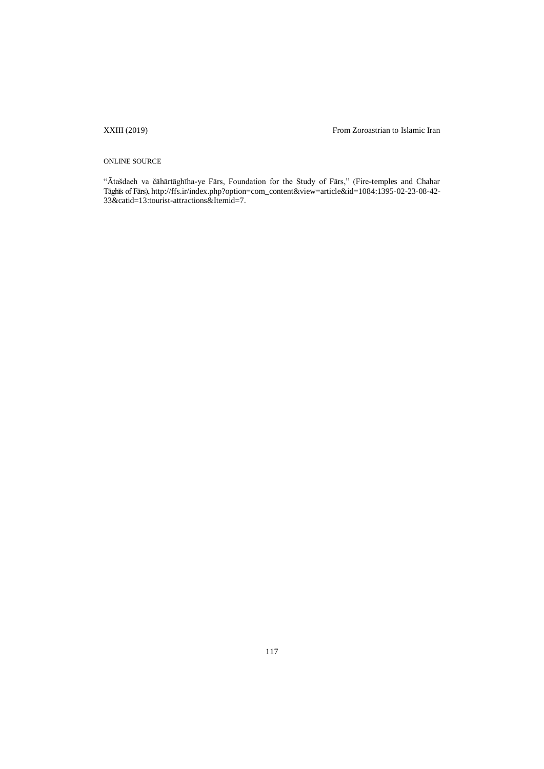ONLINE SOURCE

"Ātašdaeh va čāhārtāghīha-ye Fārs, Foundation for the Study of Fārs," (Fire-temples and Chahar Tāghīs of Fārs), http://ffs.ir/index.php?option=com_content&view=article&id=1084:1395-02-23-08-42-33&catid=13:tourist-attractions&Itemid=7.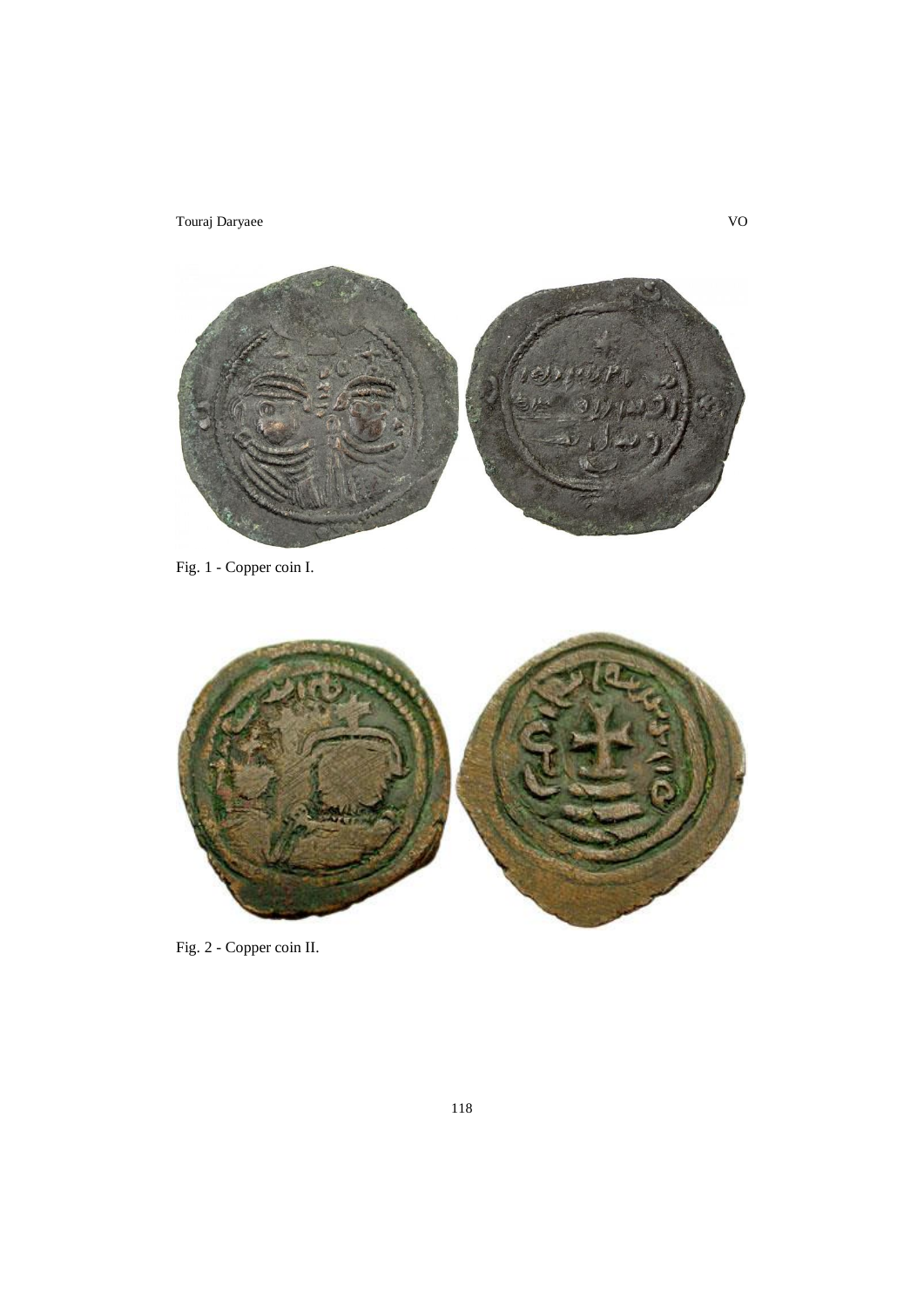Fig. 1 - Copper coin I.

Fig. 2 - Copper coin II.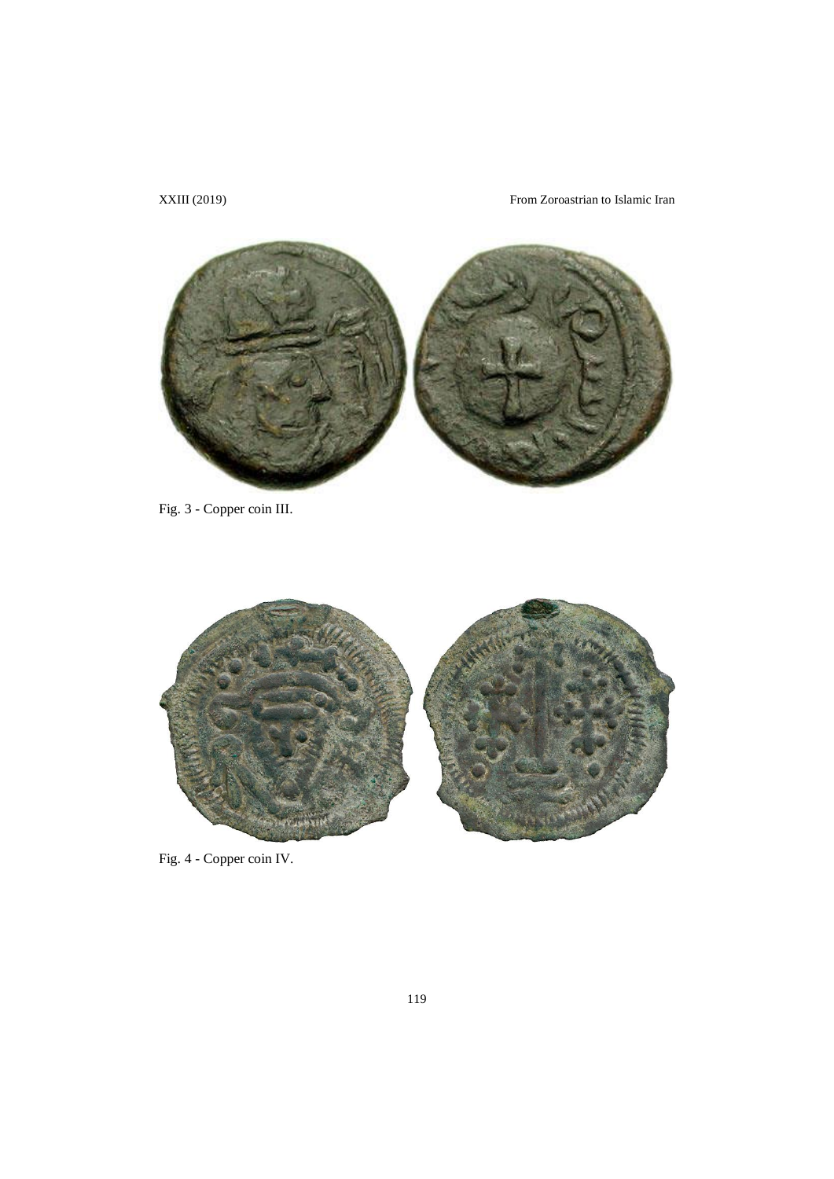Fig. 3 - Copper coin III.

Fig. 4 - Copper coin IV.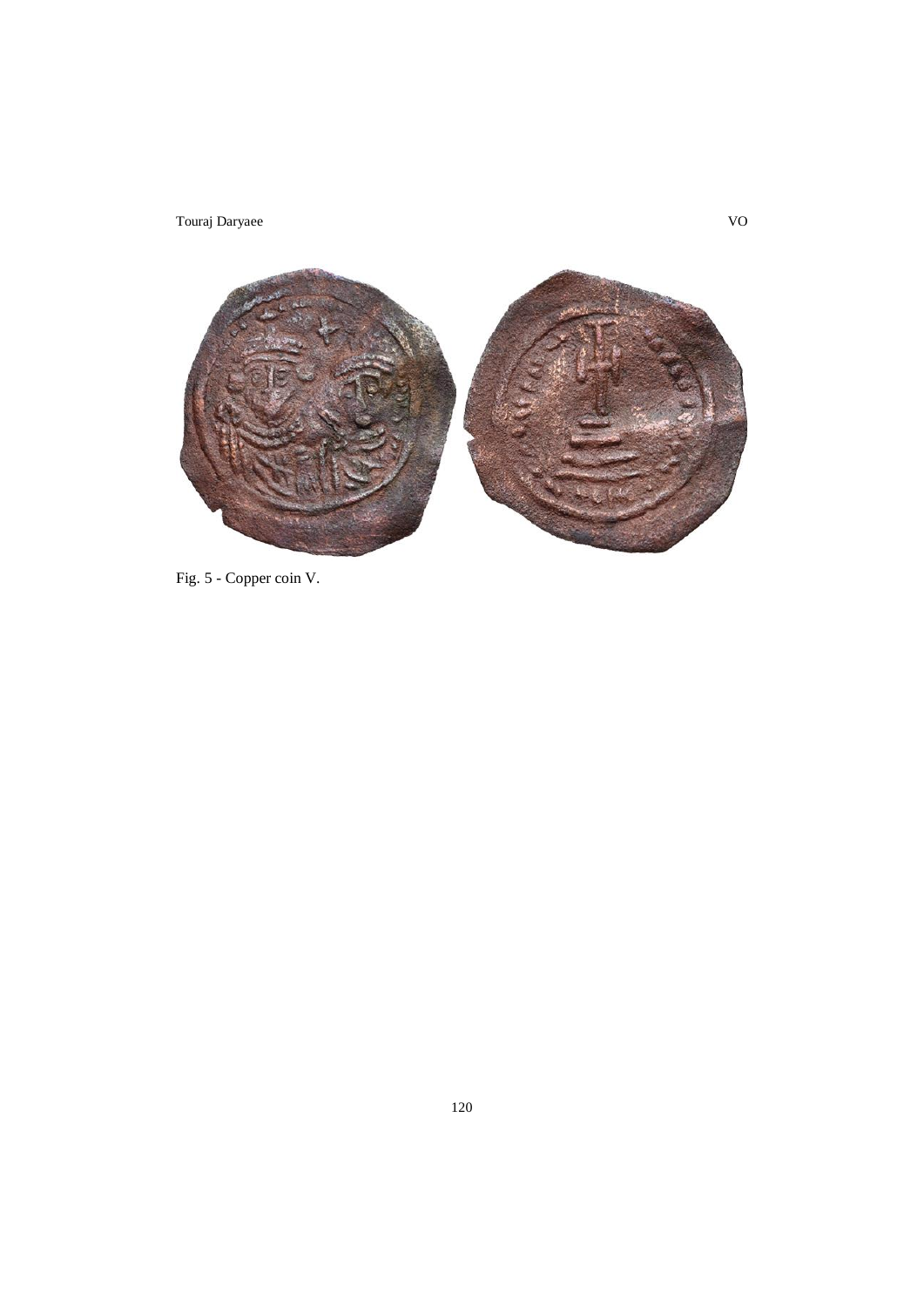Fig. 5 - Copper coin V.